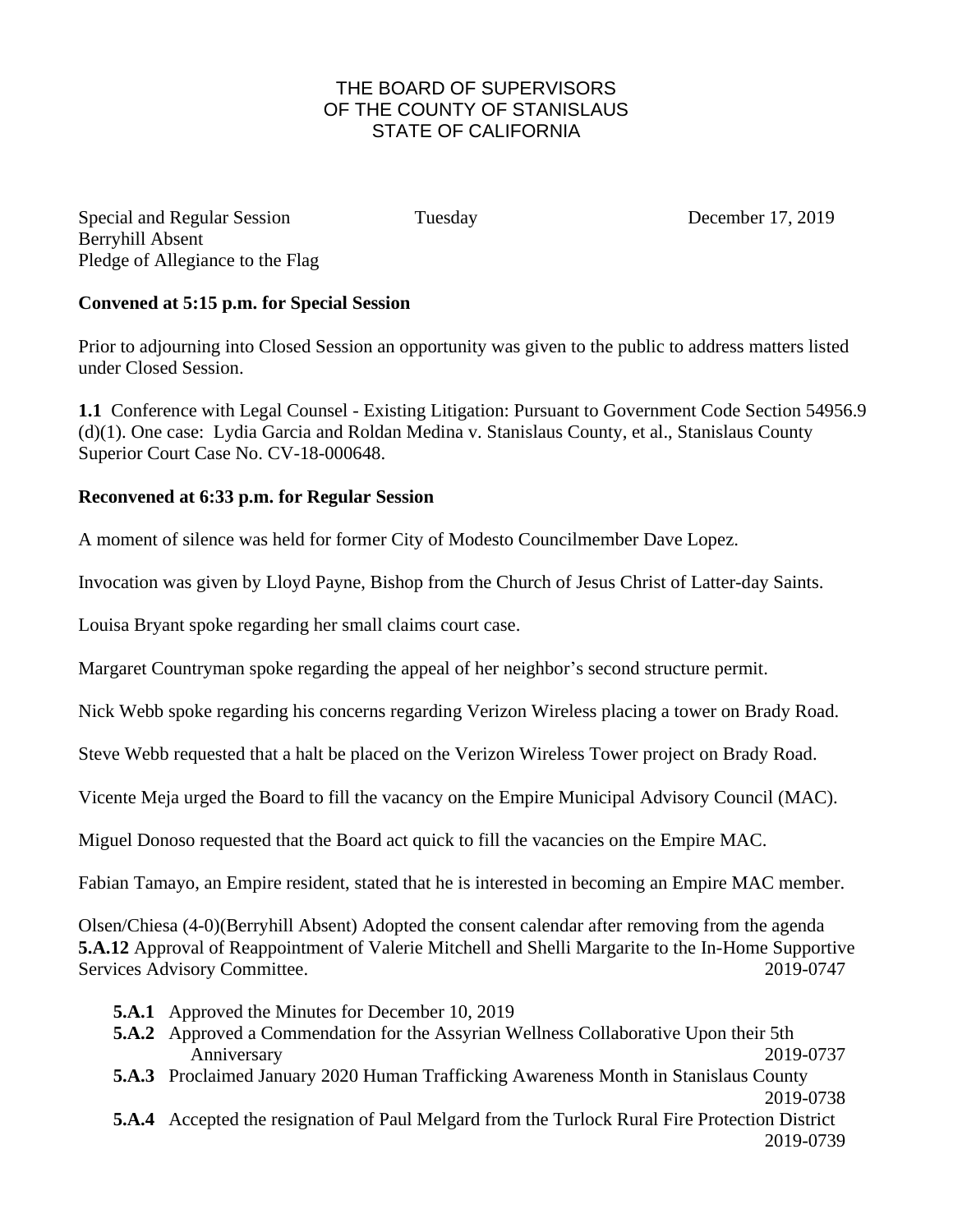# THE BOARD OF SUPERVISORS
# OF THE COUNTY OF STANISLAUS
# STATE OF CALIFORNIA

Special and Regular Session Tuesday December 17, 2019
Berryhill Absent
Pledge of Allegiance to the Flag

**Convened at 5:15 p.m. for Special Session**

Prior to adjourning into Closed Session an opportunity was given to the public to address matters listed under Closed Session.

**1.1** Conference with Legal Counsel - Existing Litigation: Pursuant to Government Code Section 54956.9 (d)(1). One case: Lydia Garcia and Roldan Medina v. Stanislaus County, et al., Stanislaus County Superior Court Case No. CV-18-000648.

**Reconvened at 6:33 p.m. for Regular Session**

A moment of silence was held for former City of Modesto Councilmember Dave Lopez.

Invocation was given by Lloyd Payne, Bishop from the Church of Jesus Christ of Latter-day Saints.

Louisa Bryant spoke regarding her small claims court case.

Margaret Countryman spoke regarding the appeal of her neighbor's second structure permit.

Nick Webb spoke regarding his concerns regarding Verizon Wireless placing a tower on Brady Road.

Steve Webb requested that a halt be placed on the Verizon Wireless Tower project on Brady Road.

Vicente Meja urged the Board to fill the vacancy on the Empire Municipal Advisory Council (MAC).

Miguel Donoso requested that the Board act quick to fill the vacancies on the Empire MAC.

Fabian Tamayo, an Empire resident, stated that he is interested in becoming an Empire MAC member.

Olsen/Chiesa (4-0)(Berryhill Absent) Adopted the consent calendar after removing from the agenda **5.A.12** Approval of Reappointment of Valerie Mitchell and Shelli Margarite to the In-Home Supportive Services Advisory Committee. 2019-0747

- **5.A.1** Approved the Minutes for December 10, 2019
- **5.A.2** Approved a Commendation for the Assyrian Wellness Collaborative Upon their 5th Anniversary 2019-0737
- **5.A.3** Proclaimed January 2020 Human Trafficking Awareness Month in Stanislaus County 2019-0738
- **5.A.4** Accepted the resignation of Paul Melgard from the Turlock Rural Fire Protection District 2019-0739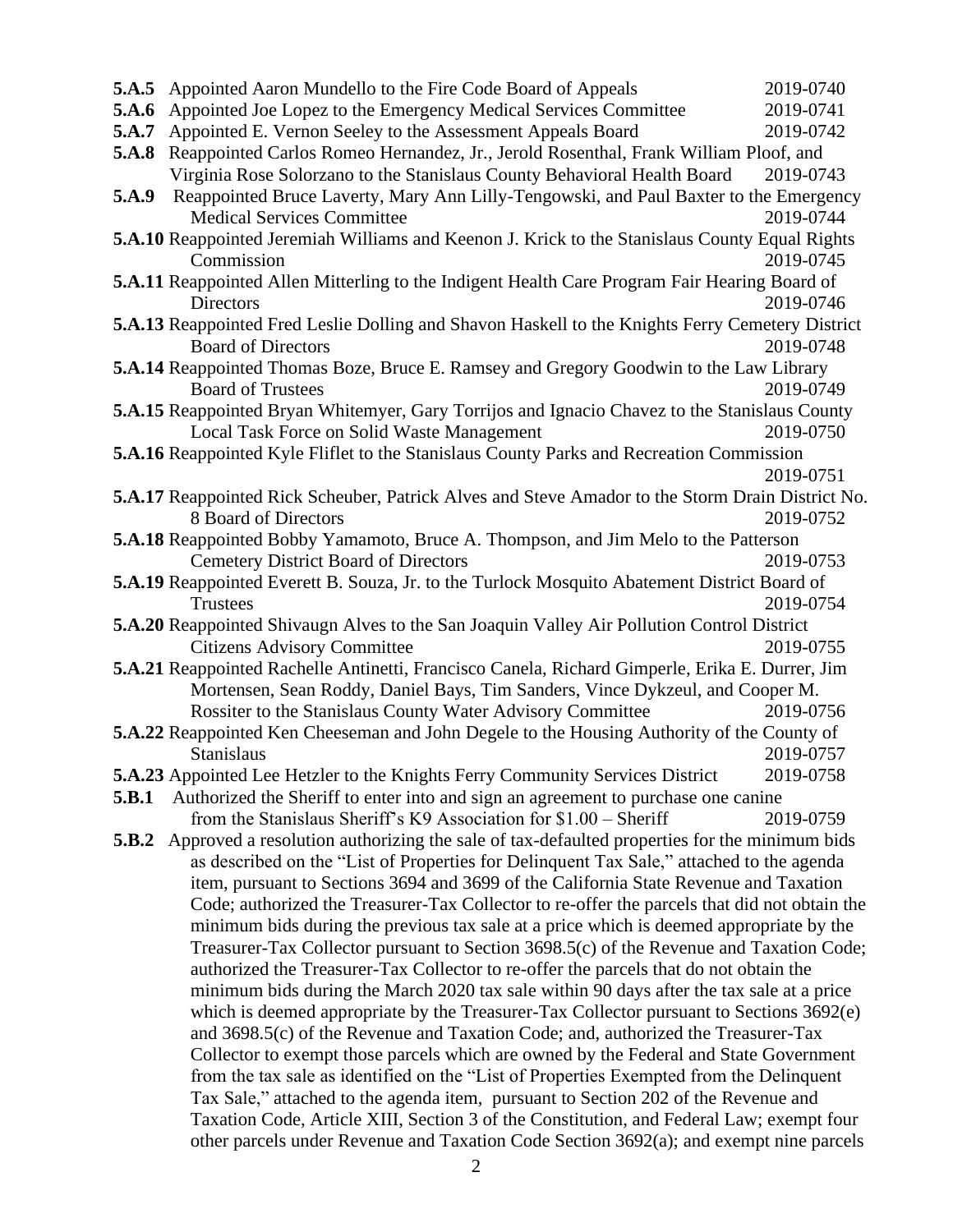**5.A.5** Appointed Aaron Mundello to the Fire Code Board of Appeals 2019-0740

**5.A.6** Appointed Joe Lopez to the Emergency Medical Services Committee 2019-0741

**5.A.7** Appointed E. Vernon Seeley to the Assessment Appeals Board 2019-0742

**5.A.8** Reappointed Carlos Romeo Hernandez, Jr., Jerold Rosenthal, Frank William Ploof, and Virginia Rose Solorzano to the Stanislaus County Behavioral Health Board 2019-0743

**5.A.9** Reappointed Bruce Laverty, Mary Ann Lilly-Tengowski, and Paul Baxter to the Emergency Medical Services Committee 2019-0744

**5.A.10** Reappointed Jeremiah Williams and Keenon J. Krick to the Stanislaus County Equal Rights Commission 2019-0745

**5.A.11** Reappointed Allen Mitterling to the Indigent Health Care Program Fair Hearing Board of Directors 2019-0746

**5.A.13** Reappointed Fred Leslie Dolling and Shavon Haskell to the Knights Ferry Cemetery District Board of Directors 2019-0748

**5.A.14** Reappointed Thomas Boze, Bruce E. Ramsey and Gregory Goodwin to the Law Library Board of Trustees 2019-0749

**5.A.15** Reappointed Bryan Whitemyer, Gary Torrijos and Ignacio Chavez to the Stanislaus County Local Task Force on Solid Waste Management 2019-0750

**5.A.16** Reappointed Kyle Fliflet to the Stanislaus County Parks and Recreation Commission 2019-0751

**5.A.17** Reappointed Rick Scheuber, Patrick Alves and Steve Amador to the Storm Drain District No. 8 Board of Directors 2019-0752

**5.A.18** Reappointed Bobby Yamamoto, Bruce A. Thompson, and Jim Melo to the Patterson Cemetery District Board of Directors 2019-0753

**5.A.19** Reappointed Everett B. Souza, Jr. to the Turlock Mosquito Abatement District Board of Trustees 2019-0754

**5.A.20** Reappointed Shivaugn Alves to the San Joaquin Valley Air Pollution Control District Citizens Advisory Committee 2019-0755

**5.A.21** Reappointed Rachelle Antinetti, Francisco Canela, Richard Gimperle, Erika E. Durrer, Jim Mortensen, Sean Roddy, Daniel Bays, Tim Sanders, Vince Dykzeul, and Cooper M. Rossiter to the Stanislaus County Water Advisory Committee 2019-0756

**5.A.22** Reappointed Ken Cheeseman and John Degele to the Housing Authority of the County of Stanislaus 2019-0757

**5.A.23** Appointed Lee Hetzler to the Knights Ferry Community Services District 2019-0758

**5.B.1** Authorized the Sheriff to enter into and sign an agreement to purchase one canine from the Stanislaus Sheriff's K9 Association for $1.00 – Sheriff 2019-0759

**5.B.2** Approved a resolution authorizing the sale of tax-defaulted properties for the minimum bids as described on the "List of Properties for Delinquent Tax Sale," attached to the agenda item, pursuant to Sections 3694 and 3699 of the California State Revenue and Taxation Code; authorized the Treasurer-Tax Collector to re-offer the parcels that did not obtain the minimum bids during the previous tax sale at a price which is deemed appropriate by the Treasurer-Tax Collector pursuant to Section 3698.5(c) of the Revenue and Taxation Code; authorized the Treasurer-Tax Collector to re-offer the parcels that do not obtain the minimum bids during the March 2020 tax sale within 90 days after the tax sale at a price which is deemed appropriate by the Treasurer-Tax Collector pursuant to Sections 3692(e) and 3698.5(c) of the Revenue and Taxation Code; and, authorized the Treasurer-Tax Collector to exempt those parcels which are owned by the Federal and State Government from the tax sale as identified on the "List of Properties Exempted from the Delinquent Tax Sale," attached to the agenda item, pursuant to Section 202 of the Revenue and Taxation Code, Article XIII, Section 3 of the Constitution, and Federal Law; exempt four other parcels under Revenue and Taxation Code Section 3692(a); and exempt nine parcels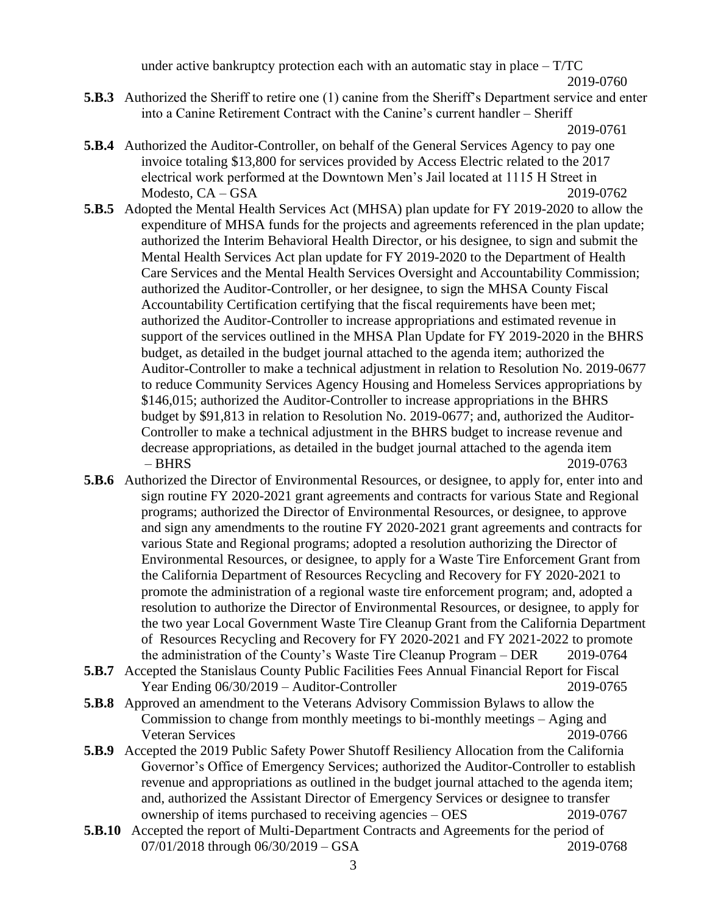under active bankruptcy protection each with an automatic stay in place – T/TC 2019-0760

**5.B.3** Authorized the Sheriff to retire one (1) canine from the Sheriff's Department service and enter into a Canine Retirement Contract with the Canine's current handler – Sheriff 2019-0761

**5.B.4** Authorized the Auditor-Controller, on behalf of the General Services Agency to pay one invoice totaling $13,800 for services provided by Access Electric related to the 2017 electrical work performed at the Downtown Men's Jail located at 1115 H Street in Modesto, CA – GSA 2019-0762

**5.B.5** Adopted the Mental Health Services Act (MHSA) plan update for FY 2019-2020 to allow the expenditure of MHSA funds for the projects and agreements referenced in the plan update; authorized the Interim Behavioral Health Director, or his designee, to sign and submit the Mental Health Services Act plan update for FY 2019-2020 to the Department of Health Care Services and the Mental Health Services Oversight and Accountability Commission; authorized the Auditor-Controller, or her designee, to sign the MHSA County Fiscal Accountability Certification certifying that the fiscal requirements have been met; authorized the Auditor-Controller to increase appropriations and estimated revenue in support of the services outlined in the MHSA Plan Update for FY 2019-2020 in the BHRS budget, as detailed in the budget journal attached to the agenda item; authorized the Auditor-Controller to make a technical adjustment in relation to Resolution No. 2019-0677 to reduce Community Services Agency Housing and Homeless Services appropriations by $146,015; authorized the Auditor-Controller to increase appropriations in the BHRS budget by $91,813 in relation to Resolution No. 2019-0677; and, authorized the Auditor-Controller to make a technical adjustment in the BHRS budget to increase revenue and decrease appropriations, as detailed in the budget journal attached to the agenda item – BHRS 2019-0763

**5.B.6** Authorized the Director of Environmental Resources, or designee, to apply for, enter into and sign routine FY 2020-2021 grant agreements and contracts for various State and Regional programs; authorized the Director of Environmental Resources, or designee, to approve and sign any amendments to the routine FY 2020-2021 grant agreements and contracts for various State and Regional programs; adopted a resolution authorizing the Director of Environmental Resources, or designee, to apply for a Waste Tire Enforcement Grant from the California Department of Resources Recycling and Recovery for FY 2020-2021 to promote the administration of a regional waste tire enforcement program; and, adopted a resolution to authorize the Director of Environmental Resources, or designee, to apply for the two year Local Government Waste Tire Cleanup Grant from the California Department of Resources Recycling and Recovery for FY 2020-2021 and FY 2021-2022 to promote the administration of the County's Waste Tire Cleanup Program – DER 2019-0764

**5.B.7** Accepted the Stanislaus County Public Facilities Fees Annual Financial Report for Fiscal Year Ending 06/30/2019 – Auditor-Controller 2019-0765

**5.B.8** Approved an amendment to the Veterans Advisory Commission Bylaws to allow the Commission to change from monthly meetings to bi-monthly meetings – Aging and Veteran Services 2019-0766

**5.B.9** Accepted the 2019 Public Safety Power Shutoff Resiliency Allocation from the California Governor's Office of Emergency Services; authorized the Auditor-Controller to establish revenue and appropriations as outlined in the budget journal attached to the agenda item; and, authorized the Assistant Director of Emergency Services or designee to transfer ownership of items purchased to receiving agencies – OES 2019-0767

**5.B.10** Accepted the report of Multi-Department Contracts and Agreements for the period of 07/01/2018 through 06/30/2019 – GSA 2019-0768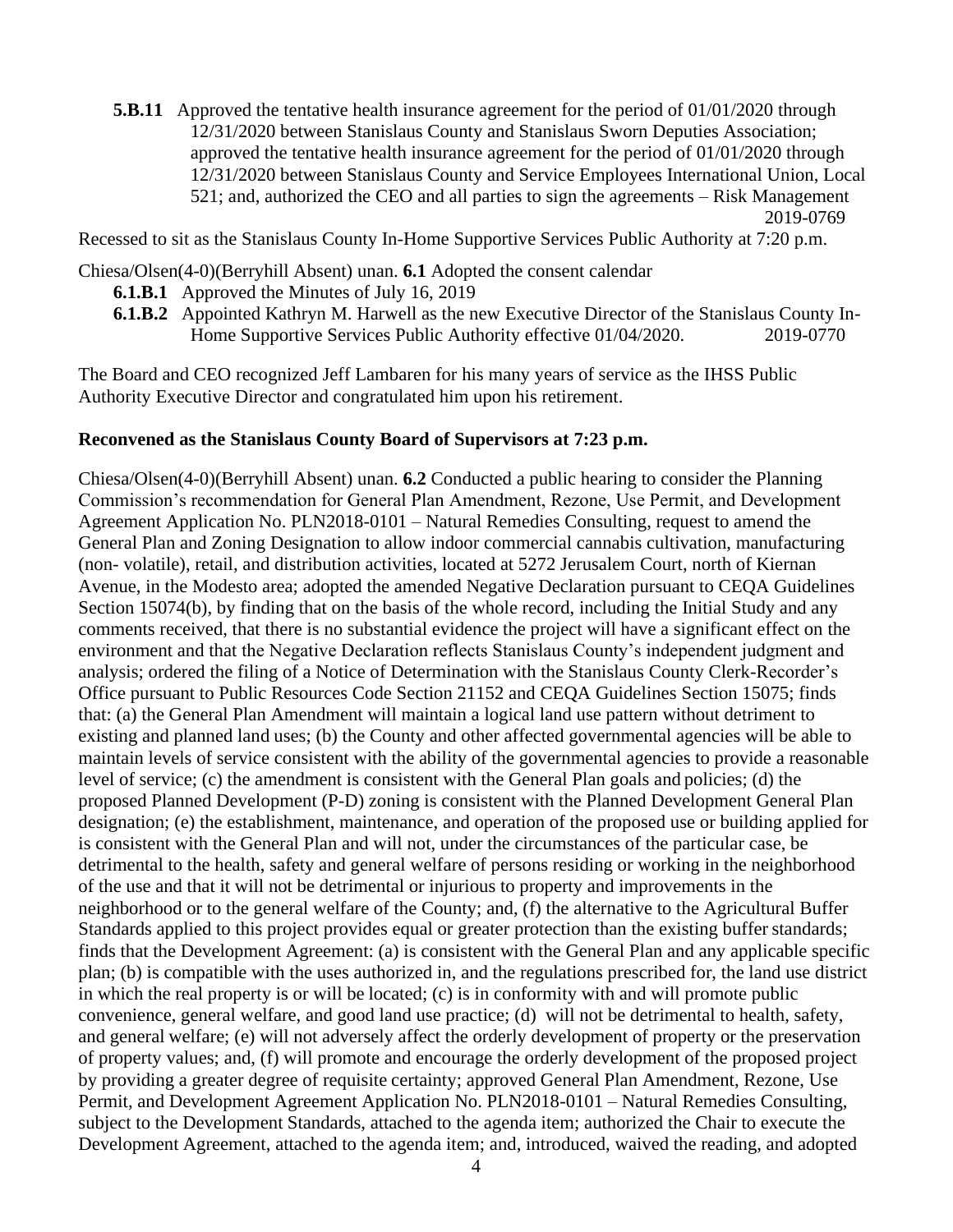**5.B.11** Approved the tentative health insurance agreement for the period of 01/01/2020 through 12/31/2020 between Stanislaus County and Stanislaus Sworn Deputies Association; approved the tentative health insurance agreement for the period of 01/01/2020 through 12/31/2020 between Stanislaus County and Service Employees International Union, Local 521; and, authorized the CEO and all parties to sign the agreements – Risk Management 2019-0769

Recessed to sit as the Stanislaus County In-Home Supportive Services Public Authority at 7:20 p.m.

Chiesa/Olsen(4-0)(Berryhill Absent) unan. **6.1** Adopted the consent calendar

**6.1.B.1** Approved the Minutes of July 16, 2019

**6.1.B.2** Appointed Kathryn M. Harwell as the new Executive Director of the Stanislaus County In-Home Supportive Services Public Authority effective 01/04/2020. 2019-0770

The Board and CEO recognized Jeff Lambaren for his many years of service as the IHSS Public Authority Executive Director and congratulated him upon his retirement.

**Reconvened as the Stanislaus County Board of Supervisors at 7:23 p.m.**

Chiesa/Olsen(4-0)(Berryhill Absent) unan. **6.2** Conducted a public hearing to consider the Planning Commission's recommendation for General Plan Amendment, Rezone, Use Permit, and Development Agreement Application No. PLN2018-0101 – Natural Remedies Consulting, request to amend the General Plan and Zoning Designation to allow indoor commercial cannabis cultivation, manufacturing (non- volatile), retail, and distribution activities, located at 5272 Jerusalem Court, north of Kiernan Avenue, in the Modesto area; adopted the amended Negative Declaration pursuant to CEQA Guidelines Section 15074(b), by finding that on the basis of the whole record, including the Initial Study and any comments received, that there is no substantial evidence the project will have a significant effect on the environment and that the Negative Declaration reflects Stanislaus County's independent judgment and analysis; ordered the filing of a Notice of Determination with the Stanislaus County Clerk-Recorder's Office pursuant to Public Resources Code Section 21152 and CEQA Guidelines Section 15075; finds that: (a) the General Plan Amendment will maintain a logical land use pattern without detriment to existing and planned land uses; (b) the County and other affected governmental agencies will be able to maintain levels of service consistent with the ability of the governmental agencies to provide a reasonable level of service; (c) the amendment is consistent with the General Plan goals and policies; (d) the proposed Planned Development (P-D) zoning is consistent with the Planned Development General Plan designation; (e) the establishment, maintenance, and operation of the proposed use or building applied for is consistent with the General Plan and will not, under the circumstances of the particular case, be detrimental to the health, safety and general welfare of persons residing or working in the neighborhood of the use and that it will not be detrimental or injurious to property and improvements in the neighborhood or to the general welfare of the County; and, (f) the alternative to the Agricultural Buffer Standards applied to this project provides equal or greater protection than the existing buffer standards; finds that the Development Agreement: (a) is consistent with the General Plan and any applicable specific plan; (b) is compatible with the uses authorized in, and the regulations prescribed for, the land use district in which the real property is or will be located; (c) is in conformity with and will promote public convenience, general welfare, and good land use practice; (d) will not be detrimental to health, safety, and general welfare; (e) will not adversely affect the orderly development of property or the preservation of property values; and, (f) will promote and encourage the orderly development of the proposed project by providing a greater degree of requisite certainty; approved General Plan Amendment, Rezone, Use Permit, and Development Agreement Application No. PLN2018-0101 – Natural Remedies Consulting, subject to the Development Standards, attached to the agenda item; authorized the Chair to execute the Development Agreement, attached to the agenda item; and, introduced, waived the reading, and adopted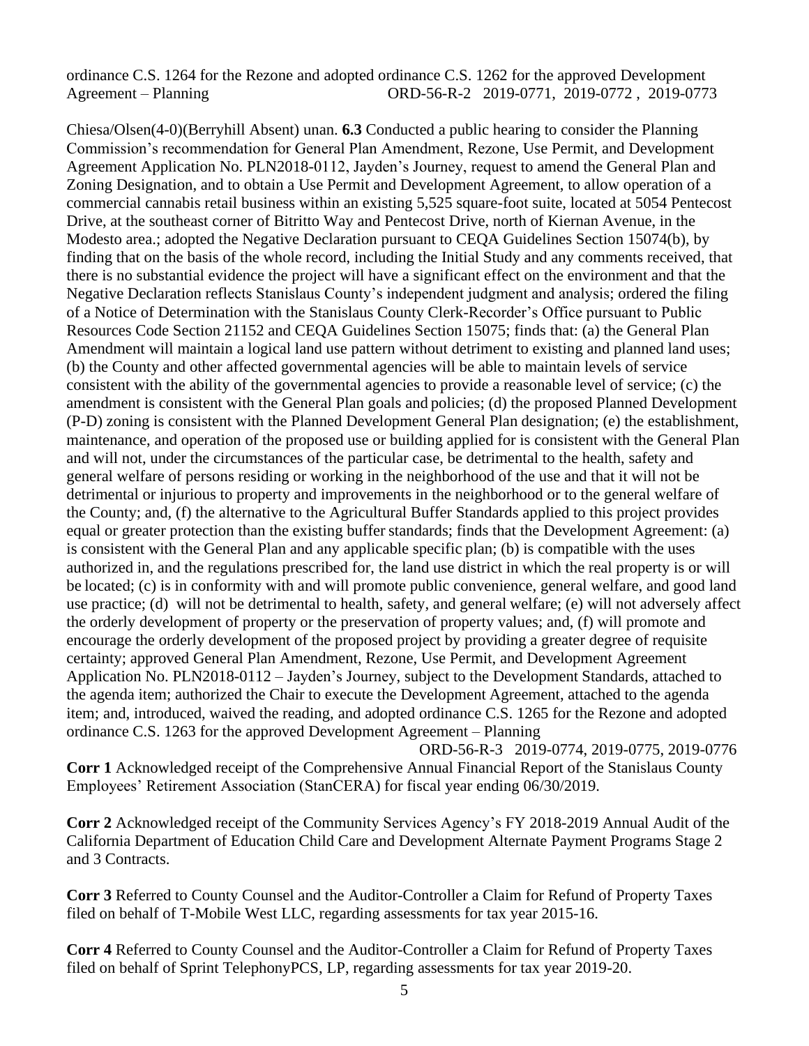ordinance C.S. 1264 for the Rezone and adopted ordinance C.S. 1262 for the approved Development Agreement – Planning ORD-56-R-2 2019-0771, 2019-0772 , 2019-0773

Chiesa/Olsen(4-0)(Berryhill Absent) unan. **6.3** Conducted a public hearing to consider the Planning Commission's recommendation for General Plan Amendment, Rezone, Use Permit, and Development Agreement Application No. PLN2018-0112, Jayden's Journey, request to amend the General Plan and Zoning Designation, and to obtain a Use Permit and Development Agreement, to allow operation of a commercial cannabis retail business within an existing 5,525 square-foot suite, located at 5054 Pentecost Drive, at the southeast corner of Bitritto Way and Pentecost Drive, north of Kiernan Avenue, in the Modesto area.; adopted the Negative Declaration pursuant to CEQA Guidelines Section 15074(b), by finding that on the basis of the whole record, including the Initial Study and any comments received, that there is no substantial evidence the project will have a significant effect on the environment and that the Negative Declaration reflects Stanislaus County's independent judgment and analysis; ordered the filing of a Notice of Determination with the Stanislaus County Clerk-Recorder's Office pursuant to Public Resources Code Section 21152 and CEQA Guidelines Section 15075; finds that: (a) the General Plan Amendment will maintain a logical land use pattern without detriment to existing and planned land uses; (b) the County and other affected governmental agencies will be able to maintain levels of service consistent with the ability of the governmental agencies to provide a reasonable level of service; (c) the amendment is consistent with the General Plan goals and policies; (d) the proposed Planned Development (P-D) zoning is consistent with the Planned Development General Plan designation; (e) the establishment, maintenance, and operation of the proposed use or building applied for is consistent with the General Plan and will not, under the circumstances of the particular case, be detrimental to the health, safety and general welfare of persons residing or working in the neighborhood of the use and that it will not be detrimental or injurious to property and improvements in the neighborhood or to the general welfare of the County; and, (f) the alternative to the Agricultural Buffer Standards applied to this project provides equal or greater protection than the existing buffer standards; finds that the Development Agreement: (a) is consistent with the General Plan and any applicable specific plan; (b) is compatible with the uses authorized in, and the regulations prescribed for, the land use district in which the real property is or will be located; (c) is in conformity with and will promote public convenience, general welfare, and good land use practice; (d) will not be detrimental to health, safety, and general welfare; (e) will not adversely affect the orderly development of property or the preservation of property values; and, (f) will promote and encourage the orderly development of the proposed project by providing a greater degree of requisite certainty; approved General Plan Amendment, Rezone, Use Permit, and Development Agreement Application No. PLN2018-0112 – Jayden's Journey, subject to the Development Standards, attached to the agenda item; authorized the Chair to execute the Development Agreement, attached to the agenda item; and, introduced, waived the reading, and adopted ordinance C.S. 1265 for the Rezone and adopted ordinance C.S. 1263 for the approved Development Agreement – Planning

ORD-56-R-3 2019-0774, 2019-0775, 2019-0776

**Corr 1** Acknowledged receipt of the Comprehensive Annual Financial Report of the Stanislaus County Employees' Retirement Association (StanCERA) for fiscal year ending 06/30/2019.

**Corr 2** Acknowledged receipt of the Community Services Agency's FY 2018-2019 Annual Audit of the California Department of Education Child Care and Development Alternate Payment Programs Stage 2 and 3 Contracts.

**Corr 3** Referred to County Counsel and the Auditor-Controller a Claim for Refund of Property Taxes filed on behalf of T-Mobile West LLC, regarding assessments for tax year 2015-16.

**Corr 4** Referred to County Counsel and the Auditor-Controller a Claim for Refund of Property Taxes filed on behalf of Sprint TelephonyPCS, LP, regarding assessments for tax year 2019-20.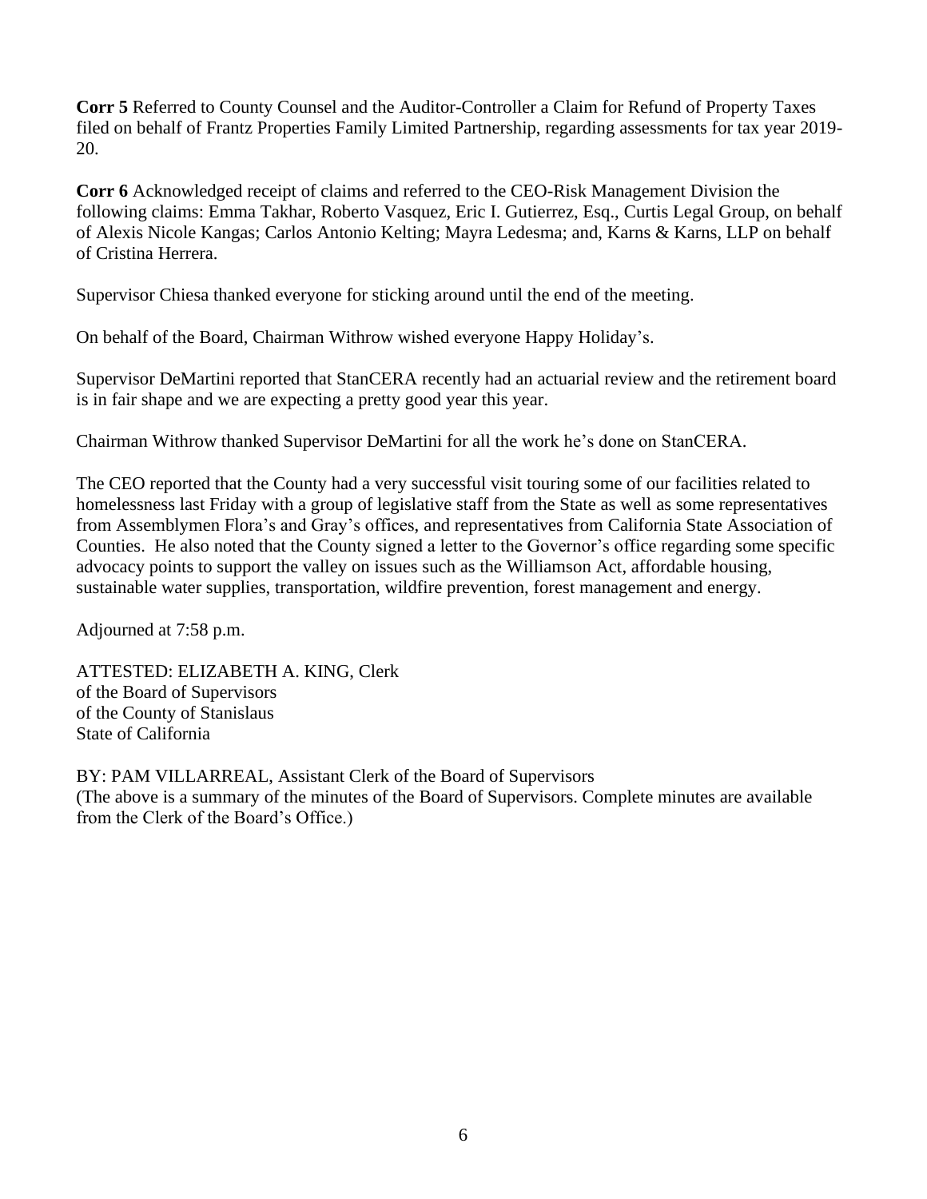**Corr 5** Referred to County Counsel and the Auditor-Controller a Claim for Refund of Property Taxes filed on behalf of Frantz Properties Family Limited Partnership, regarding assessments for tax year 2019-20.

**Corr 6** Acknowledged receipt of claims and referred to the CEO-Risk Management Division the following claims: Emma Takhar, Roberto Vasquez, Eric I. Gutierrez, Esq., Curtis Legal Group, on behalf of Alexis Nicole Kangas; Carlos Antonio Kelting; Mayra Ledesma; and, Karns & Karns, LLP on behalf of Cristina Herrera.

Supervisor Chiesa thanked everyone for sticking around until the end of the meeting.

On behalf of the Board, Chairman Withrow wished everyone Happy Holiday's.

Supervisor DeMartini reported that StanCERA recently had an actuarial review and the retirement board is in fair shape and we are expecting a pretty good year this year.

Chairman Withrow thanked Supervisor DeMartini for all the work he's done on StanCERA.

The CEO reported that the County had a very successful visit touring some of our facilities related to homelessness last Friday with a group of legislative staff from the State as well as some representatives from Assemblymen Flora's and Gray's offices, and representatives from California State Association of Counties. He also noted that the County signed a letter to the Governor's office regarding some specific advocacy points to support the valley on issues such as the Williamson Act, affordable housing, sustainable water supplies, transportation, wildfire prevention, forest management and energy.

Adjourned at 7:58 p.m.

ATTESTED: ELIZABETH A. KING, Clerk
of the Board of Supervisors
of the County of Stanislaus
State of California

BY: PAM VILLARREAL, Assistant Clerk of the Board of Supervisors
(The above is a summary of the minutes of the Board of Supervisors. Complete minutes are available from the Clerk of the Board's Office.)